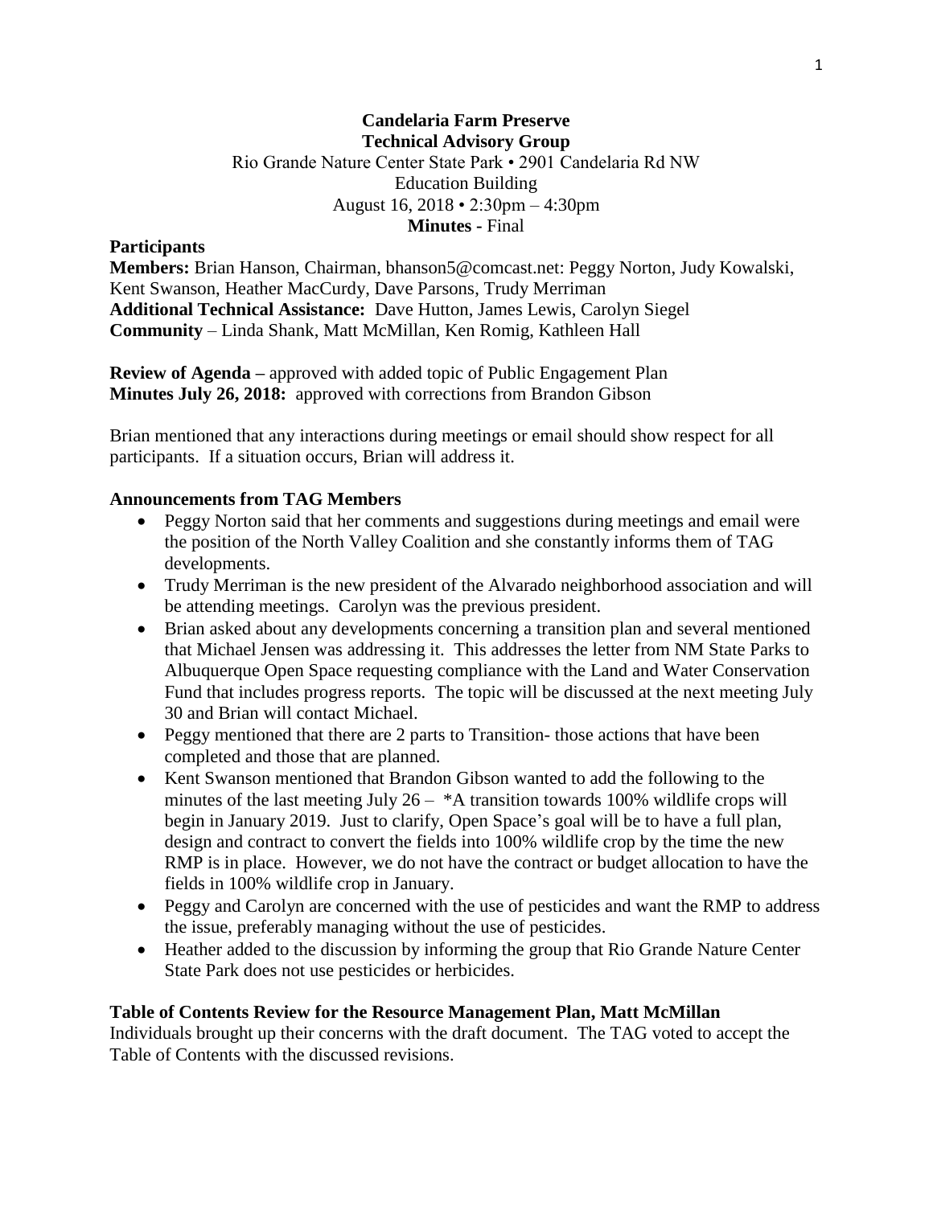**Candelaria Farm Preserve**
**Technical Advisory Group**

Rio Grande Nature Center State Park • 2901 Candelaria Rd NW
Education Building
August 16, 2018 • 2:30pm – 4:30pm
**Minutes -** Final

**Participants**

**Members:** Brian Hanson, Chairman, bhanson5@comcast.net: Peggy Norton, Judy Kowalski, Kent Swanson, Heather MacCurdy, Dave Parsons, Trudy Merriman
**Additional Technical Assistance:** Dave Hutton, James Lewis, Carolyn Siegel
**Community** – Linda Shank, Matt McMillan, Ken Romig, Kathleen Hall

**Review of Agenda –** approved with added topic of Public Engagement Plan
**Minutes July 26, 2018:** approved with corrections from Brandon Gibson

Brian mentioned that any interactions during meetings or email should show respect for all participants. If a situation occurs, Brian will address it.

**Announcements from TAG Members**

- Peggy Norton said that her comments and suggestions during meetings and email were the position of the North Valley Coalition and she constantly informs them of TAG developments.
- Trudy Merriman is the new president of the Alvarado neighborhood association and will be attending meetings. Carolyn was the previous president.
- Brian asked about any developments concerning a transition plan and several mentioned that Michael Jensen was addressing it. This addresses the letter from NM State Parks to Albuquerque Open Space requesting compliance with the Land and Water Conservation Fund that includes progress reports. The topic will be discussed at the next meeting July 30 and Brian will contact Michael.
- Peggy mentioned that there are 2 parts to Transition- those actions that have been completed and those that are planned.
- Kent Swanson mentioned that Brandon Gibson wanted to add the following to the minutes of the last meeting July 26 – *A transition towards 100% wildlife crops will begin in January 2019. Just to clarify, Open Space's goal will be to have a full plan, design and contract to convert the fields into 100% wildlife crop by the time the new RMP is in place. However, we do not have the contract or budget allocation to have the fields in 100% wildlife crop in January.
- Peggy and Carolyn are concerned with the use of pesticides and want the RMP to address the issue, preferably managing without the use of pesticides.
- Heather added to the discussion by informing the group that Rio Grande Nature Center State Park does not use pesticides or herbicides.

**Table of Contents Review for the Resource Management Plan, Matt McMillan**

Individuals brought up their concerns with the draft document. The TAG voted to accept the Table of Contents with the discussed revisions.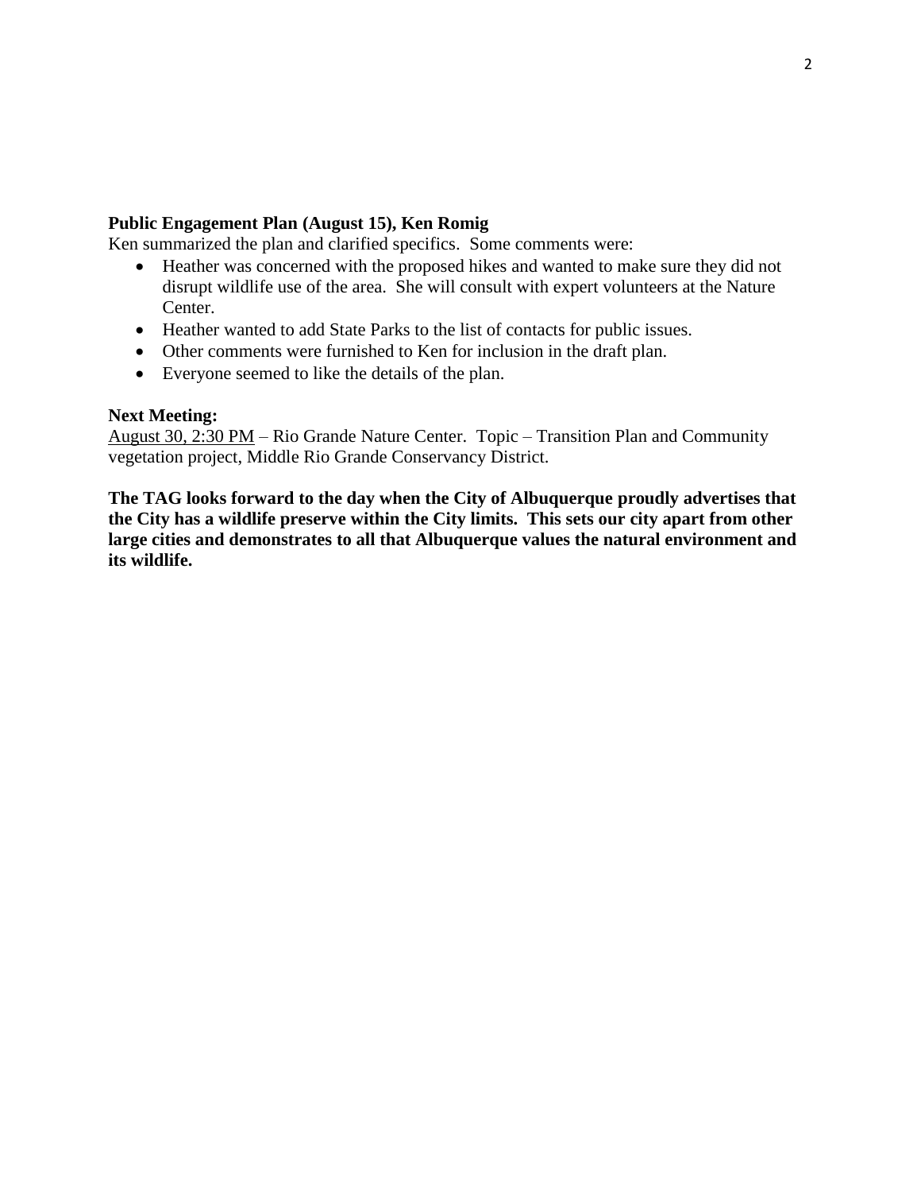**Public Engagement Plan (August 15), Ken Romig**

Ken summarized the plan and clarified specifics. Some comments were:

- Heather was concerned with the proposed hikes and wanted to make sure they did not disrupt wildlife use of the area. She will consult with expert volunteers at the Nature Center.
- Heather wanted to add State Parks to the list of contacts for public issues.
- Other comments were furnished to Ken for inclusion in the draft plan.
- Everyone seemed to like the details of the plan.

**Next Meeting:**

<u>August 30, 2:30 PM</u> – Rio Grande Nature Center. Topic – Transition Plan and Community vegetation project, Middle Rio Grande Conservancy District.

**The TAG looks forward to the day when the City of Albuquerque proudly advertises that the City has a wildlife preserve within the City limits. This sets our city apart from other large cities and demonstrates to all that Albuquerque values the natural environment and its wildlife.**